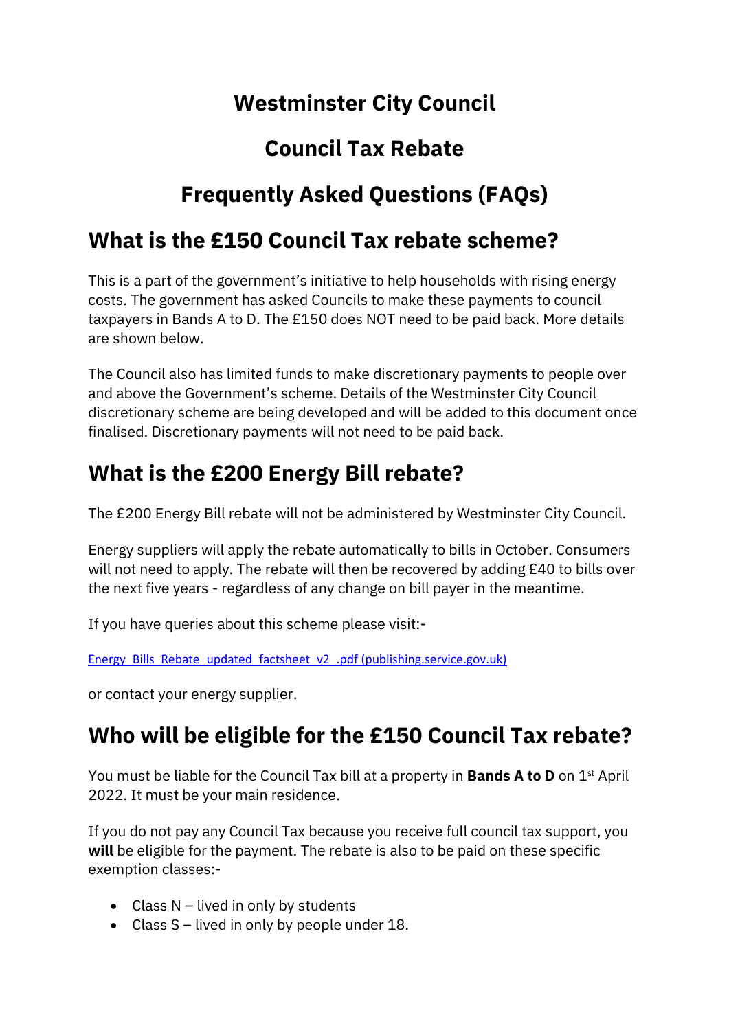# Westminster City Council

# Council Tax Rebate

# Frequently Asked Questions (FAQs)

## What is the £150 Council Tax rebate scheme?

This is a part of the government's initiative to help households with rising energy costs. The government has asked Councils to make these payments to council taxpayers in Bands A to D. The £150 does NOT need to be paid back. More details are shown below.

The Council also has limited funds to make discretionary payments to people over and above the Government's scheme. Details of the Westminster City Council discretionary scheme are being developed and will be added to this document once finalised. Discretionary payments will not need to be paid back.

## What is the £200 Energy Bill rebate?

The £200 Energy Bill rebate will not be administered by Westminster City Council.

Energy suppliers will apply the rebate automatically to bills in October. Consumers will not need to apply. The rebate will then be recovered by adding £40 to bills over the next five years - regardless of any change on bill payer in the meantime.

If you have queries about this scheme please visit:-

[Energy_Bills_Rebate_updated_factsheet_v2_.pdf (publishing.service.gov.uk)](Energy_Bills_Rebate_updated_factsheet_v2_.pdf)

or contact your energy supplier.

## Who will be eligible for the £150 Council Tax rebate?

You must be liable for the Council Tax bill at a property in **Bands A to D** on 1st April 2022. It must be your main residence.

If you do not pay any Council Tax because you receive full council tax support, you **will** be eligible for the payment. The rebate is also to be paid on these specific exemption classes:-

- Class N – lived in only by students
- Class S – lived in only by people under 18.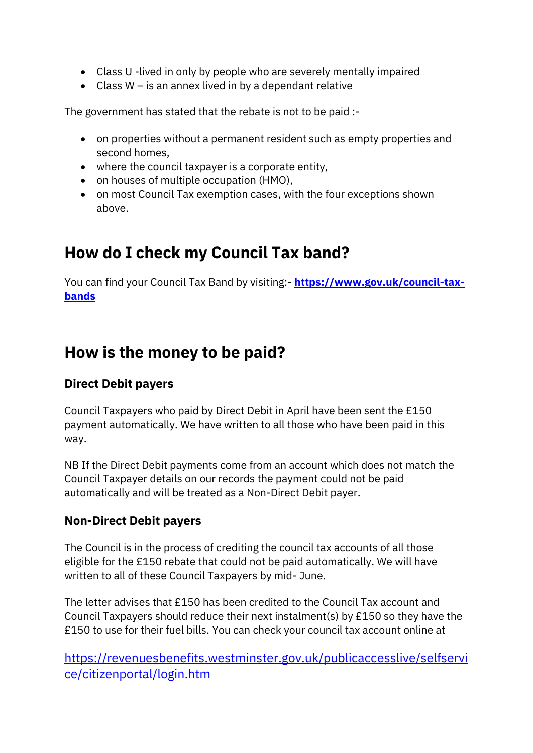- Class U -lived in only by people who are severely mentally impaired
- Class W – is an annex lived in by a dependant relative

The government has stated that the rebate is not to be paid :-

- on properties without a permanent resident such as empty properties and second homes,
- where the council taxpayer is a corporate entity,
- on houses of multiple occupation (HMO),
- on most Council Tax exemption cases, with the four exceptions shown above.

## How do I check my Council Tax band?

You can find your Council Tax Band by visiting:- **https://www.gov.uk/council-tax-bands**

## How is the money to be paid?

### Direct Debit payers

Council Taxpayers who paid by Direct Debit in April have been sent the £150 payment automatically. We have written to all those who have been paid in this way.

NB If the Direct Debit payments come from an account which does not match the Council Taxpayer details on our records the payment could not be paid automatically and will be treated as a Non-Direct Debit payer.

### Non-Direct Debit payers

The Council is in the process of crediting the council tax accounts of all those eligible for the £150 rebate that could not be paid automatically. We will have written to all of these Council Taxpayers by mid- June.

The letter advises that £150 has been credited to the Council Tax account and Council Taxpayers should reduce their next instalment(s) by £150 so they have the £150 to use for their fuel bills. You can check your council tax account online at

https://revenuesbenefits.westminster.gov.uk/publicaccesslive/selfservice/citizenportal/login.htm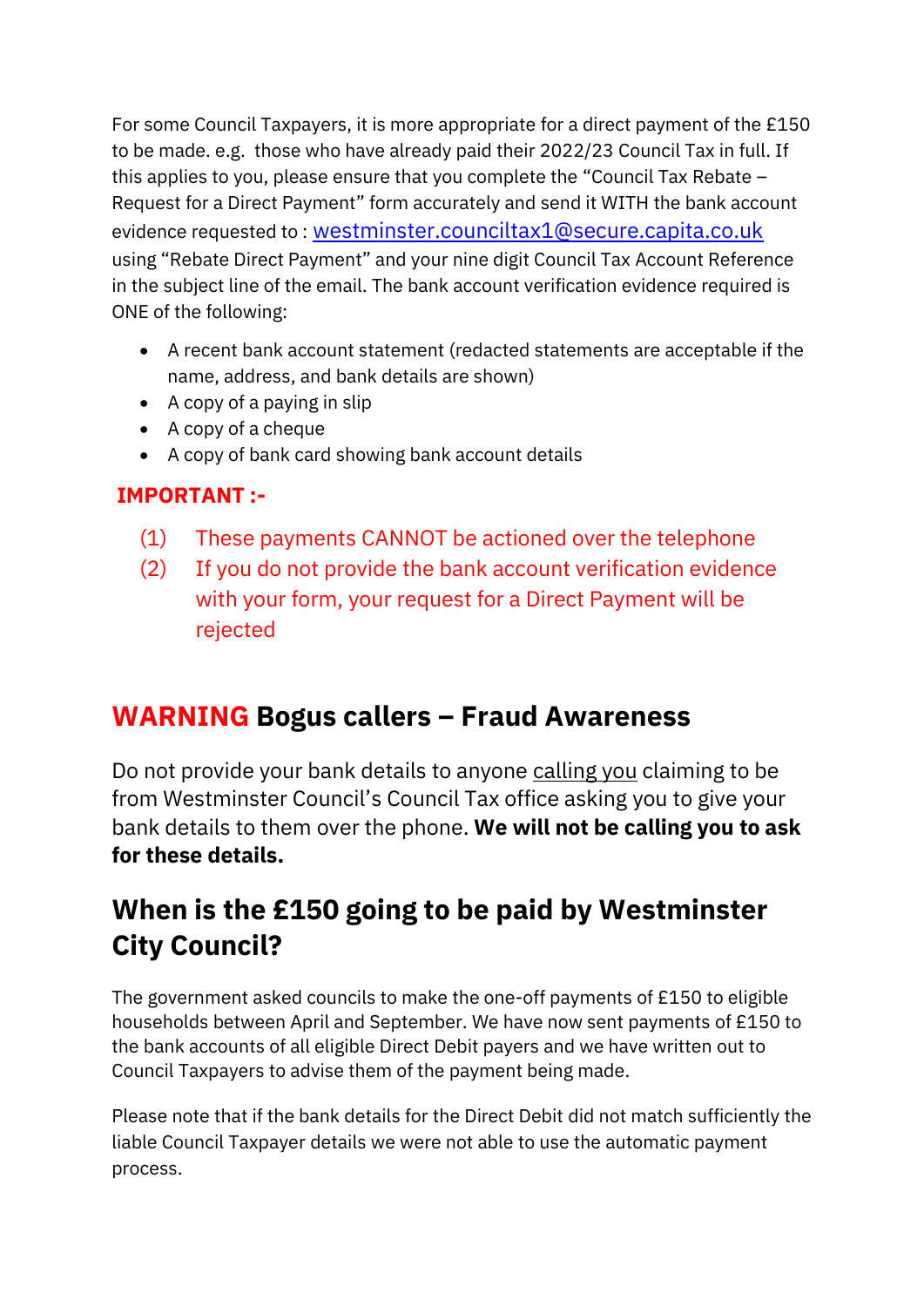For some Council Taxpayers, it is more appropriate for a direct payment of the £150 to be made. e.g. those who have already paid their 2022/23 Council Tax in full. If this applies to you, please ensure that you complete the "Council Tax Rebate – Request for a Direct Payment" form accurately and send it WITH the bank account evidence requested to : westminster.counciltax1@secure.capita.co.uk using "Rebate Direct Payment" and your nine digit Council Tax Account Reference in the subject line of the email. The bank account verification evidence required is ONE of the following:

- A recent bank account statement (redacted statements are acceptable if the name, address, and bank details are shown)
- A copy of a paying in slip
- A copy of a cheque
- A copy of bank card showing bank account details

**IMPORTANT :-**

(1) These payments CANNOT be actioned over the telephone

(2) If you do not provide the bank account verification evidence with your form, your request for a Direct Payment will be rejected

## WARNING Bogus callers – Fraud Awareness

Do not provide your bank details to anyone calling you claiming to be from Westminster Council's Council Tax office asking you to give your bank details to them over the phone. **We will not be calling you to ask for these details.**

## When is the £150 going to be paid by Westminster City Council?

The government asked councils to make the one-off payments of £150 to eligible households between April and September. We have now sent payments of £150 to the bank accounts of all eligible Direct Debit payers and we have written out to Council Taxpayers to advise them of the payment being made.

Please note that if the bank details for the Direct Debit did not match sufficiently the liable Council Taxpayer details we were not able to use the automatic payment process.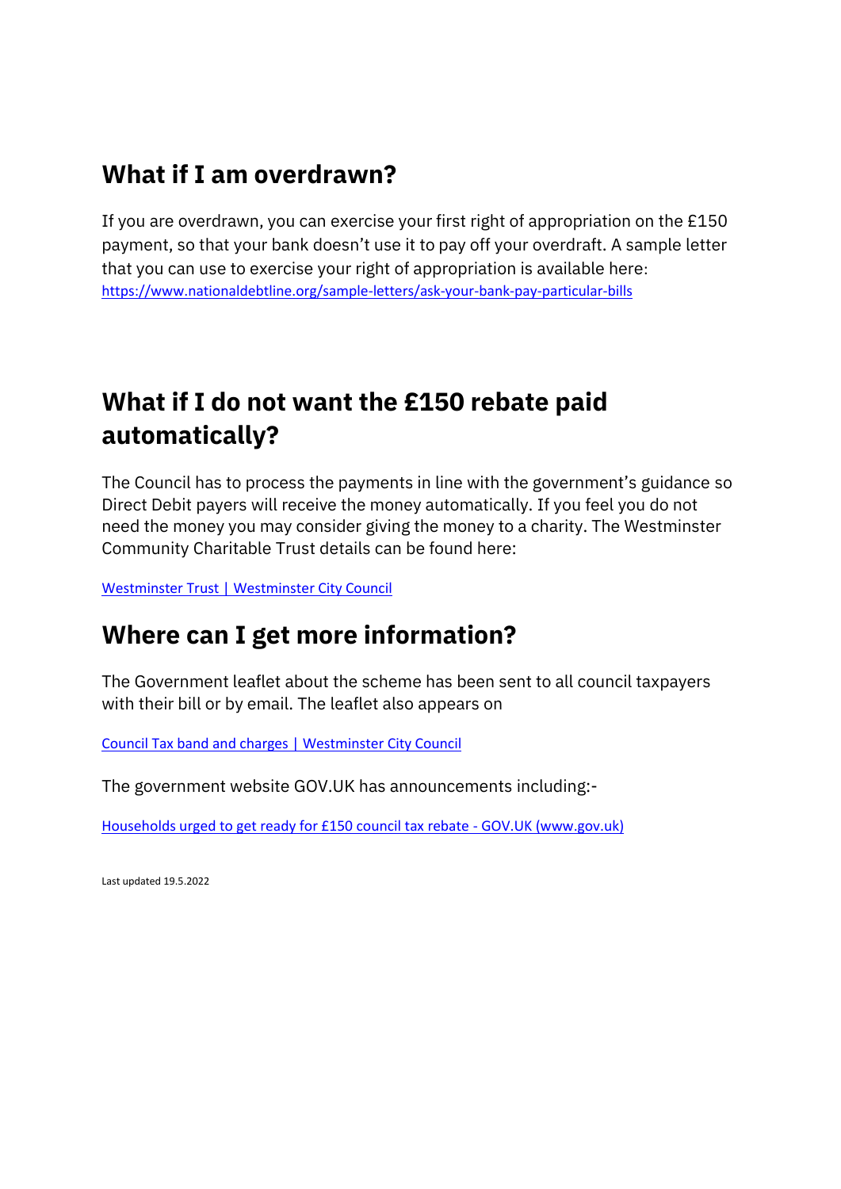## What if I am overdrawn?

If you are overdrawn, you can exercise your first right of appropriation on the £150 payment, so that your bank doesn't use it to pay off your overdraft. A sample letter that you can use to exercise your right of appropriation is available here:
https://www.nationaldebtline.org/sample-letters/ask-your-bank-pay-particular-bills

## What if I do not want the £150 rebate paid automatically?

The Council has to process the payments in line with the government's guidance so Direct Debit payers will receive the money automatically. If you feel you do not need the money you may consider giving the money to a charity. The Westminster Community Charitable Trust details can be found here:

Westminster Trust | Westminster City Council

## Where can I get more information?

The Government leaflet about the scheme has been sent to all council taxpayers with their bill or by email. The leaflet also appears on

Council Tax band and charges | Westminster City Council

The government website GOV.UK has announcements including:-

Households urged to get ready for £150 council tax rebate - GOV.UK (www.gov.uk)

Last updated 19.5.2022